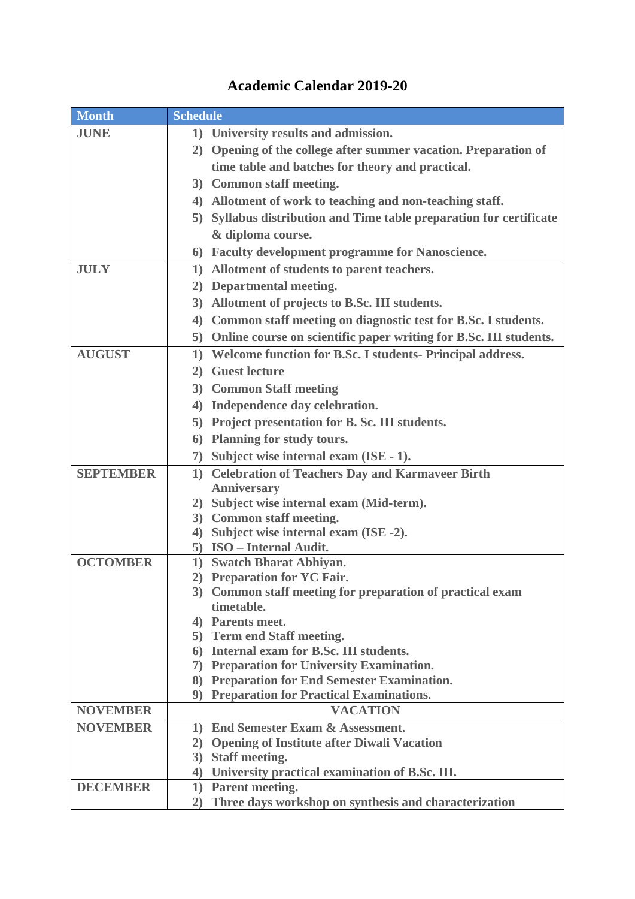# Academic Calendar 2019-20

| Month | Schedule |
|---|---|
| **JUNE** | 1) University results and admission.<br>2) Opening of the college after summer vacation. Preparation of time table and batches for theory and practical.<br>3) Common staff meeting.<br>4) Allotment of work to teaching and non-teaching staff.<br>5) Syllabus distribution and Time table preparation for certificate & diploma course.<br>6) Faculty development programme for Nanoscience. |
| **JULY** | 1) Allotment of students to parent teachers.<br>2) Departmental meeting.<br>3) Allotment of projects to B.Sc. III students.<br>4) Common staff meeting on diagnostic test for B.Sc. I students.<br>5) Online course on scientific paper writing for B.Sc. III students. |
| **AUGUST** | 1) Welcome function for B.Sc. I students- Principal address.<br>2) Guest lecture<br>3) Common Staff meeting<br>4) Independence day celebration.<br>5) Project presentation for B. Sc. III students.<br>6) Planning for study tours.<br>7) Subject wise internal exam (ISE - 1). |
| **SEPTEMBER** | 1) Celebration of Teachers Day and Karmaveer Birth Anniversary<br>2) Subject wise internal exam (Mid-term).<br>3) Common staff meeting.<br>4) Subject wise internal exam (ISE -2).<br>5) ISO – Internal Audit. |
| **OCTOMBER** | 1) Swatch Bharat Abhiyan.<br>2) Preparation for YC Fair.<br>3) Common staff meeting for preparation of practical exam timetable.<br>4) Parents meet.<br>5) Term end Staff meeting.<br>6) Internal exam for B.Sc. III students.<br>7) Preparation for University Examination.<br>8) Preparation for End Semester Examination.<br>9) Preparation for Practical Examinations. |
| **NOVEMBER** | VACATION |
| **NOVEMBER** | 1) End Semester Exam & Assessment.<br>2) Opening of Institute after Diwali Vacation<br>3) Staff meeting.<br>4) University practical examination of B.Sc. III. |
| **DECEMBER** | 1) Parent meeting.<br>2) Three days workshop on synthesis and characterization |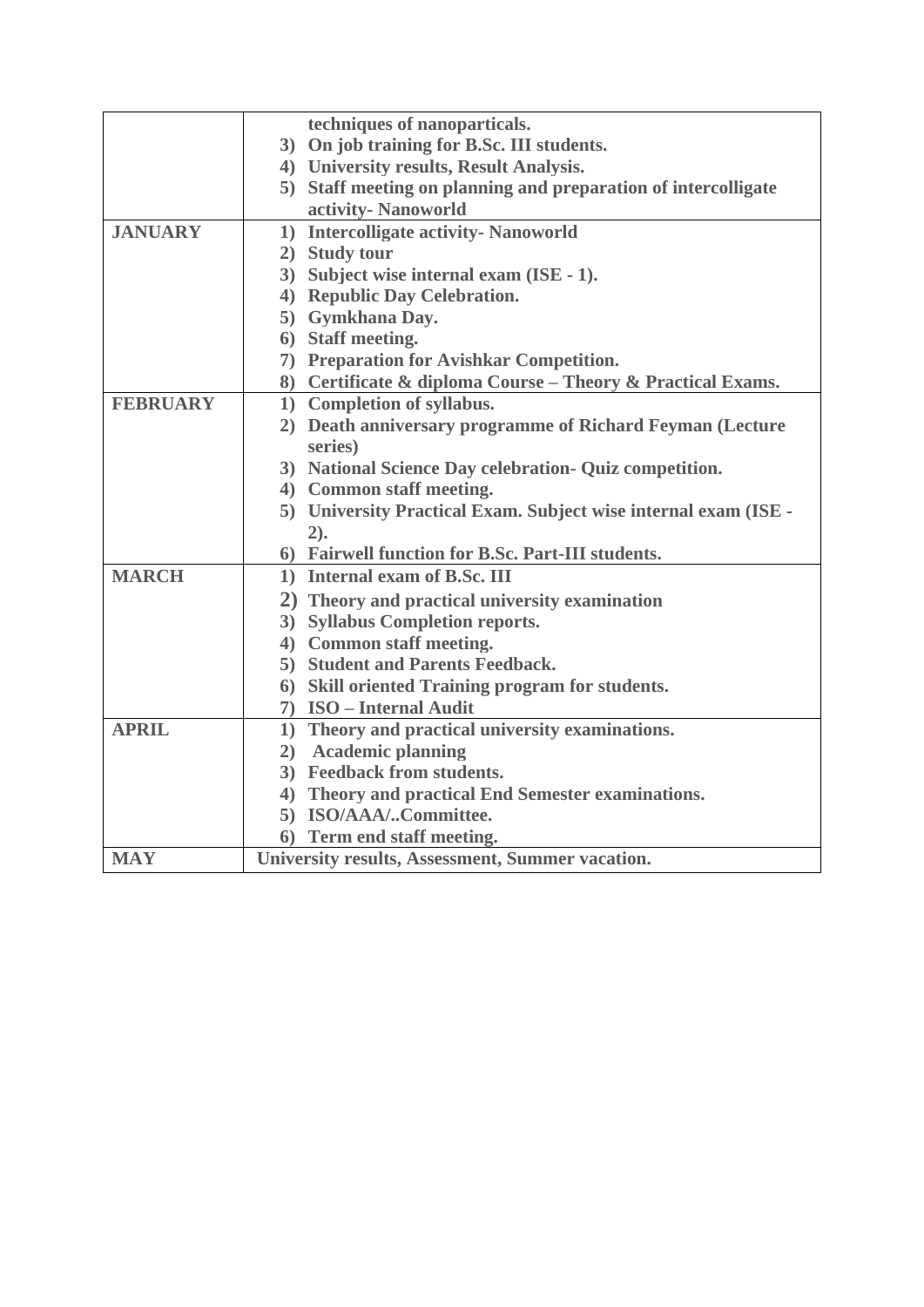| | |
|---|---|
| | techniques of nanoparticals.<br>3) On job training for B.Sc. III students.<br>4) University results, Result Analysis.<br>5) Staff meeting on planning and preparation of intercolligate activity- Nanoworld |
| **JANUARY** | 1) Intercolligate activity- Nanoworld<br>2) Study tour<br>3) Subject wise internal exam (ISE - 1).<br>4) Republic Day Celebration.<br>5) Gymkhana Day.<br>6) Staff meeting.<br>7) Preparation for Avishkar Competition.<br>8) Certificate & diploma Course – Theory & Practical Exams. |
| **FEBRUARY** | 1) Completion of syllabus.<br>2) Death anniversary programme of Richard Feyman (Lecture series)<br>3) National Science Day celebration- Quiz competition.<br>4) Common staff meeting.<br>5) University Practical Exam. Subject wise internal exam (ISE - 2).<br>6) Fairwell function for B.Sc. Part-III students. |
| **MARCH** | 1) Internal exam of B.Sc. III<br>2) Theory and practical university examination<br>3) Syllabus Completion reports.<br>4) Common staff meeting.<br>5) Student and Parents Feedback.<br>6) Skill oriented Training program for students.<br>7) ISO – Internal Audit |
| **APRIL** | 1) Theory and practical university examinations.<br>2) Academic planning<br>3) Feedback from students.<br>4) Theory and practical End Semester examinations.<br>5) ISO/AAA/..Committee.<br>6) Term end staff meeting. |
| **MAY** | University results, Assessment, Summer vacation. |